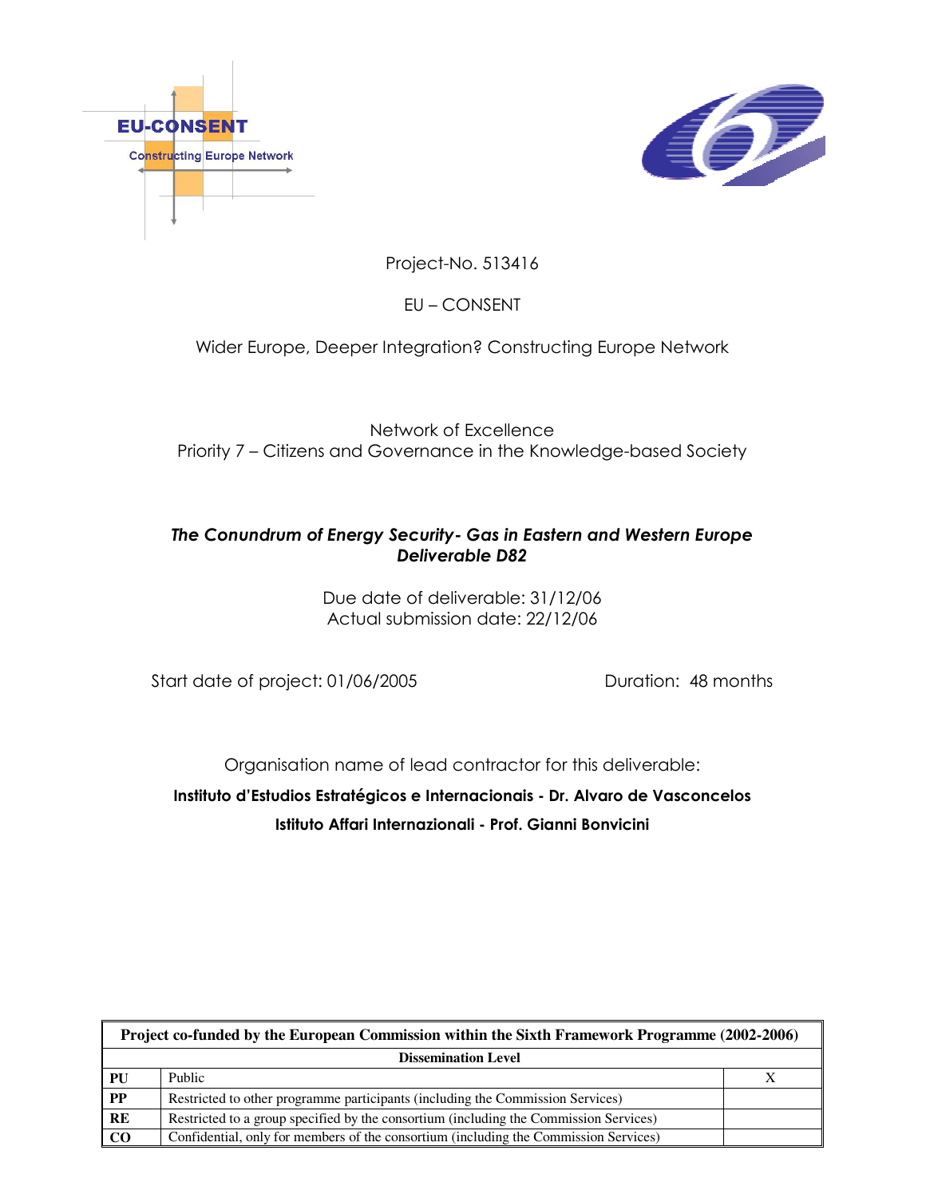EU-CONSENT

Constructing Europe Network

Project-No. 513416

EU – CONSENT

Wider Europe, Deeper Integration? Constructing Europe Network

Network of Excellence
Priority 7 – Citizens and Governance in the Knowledge-based Society

***The Conundrum of Energy Security- Gas in Eastern and Western Europe***
***Deliverable D82***

Due date of deliverable: 31/12/06
Actual submission date: 22/12/06

Start date of project: 01/06/2005 Duration: 48 months

Organisation name of lead contractor for this deliverable:

**Instituto d'Estudios Estratégicos e Internacionais - Dr. Alvaro de Vasconcelos**

**Istituto Affari Internazionali - Prof. Gianni Bonvicini**

| Project co-funded by the European Commission within the Sixth Framework Programme (2002-2006) | | |
|---|---|---|
| **Dissemination Level** | | |
| **PU** | Public | X |
| **PP** | Restricted to other programme participants (including the Commission Services) | |
| **RE** | Restricted to a group specified by the consortium (including the Commission Services) | |
| **CO** | Confidential, only for members of the consortium (including the Commission Services) | |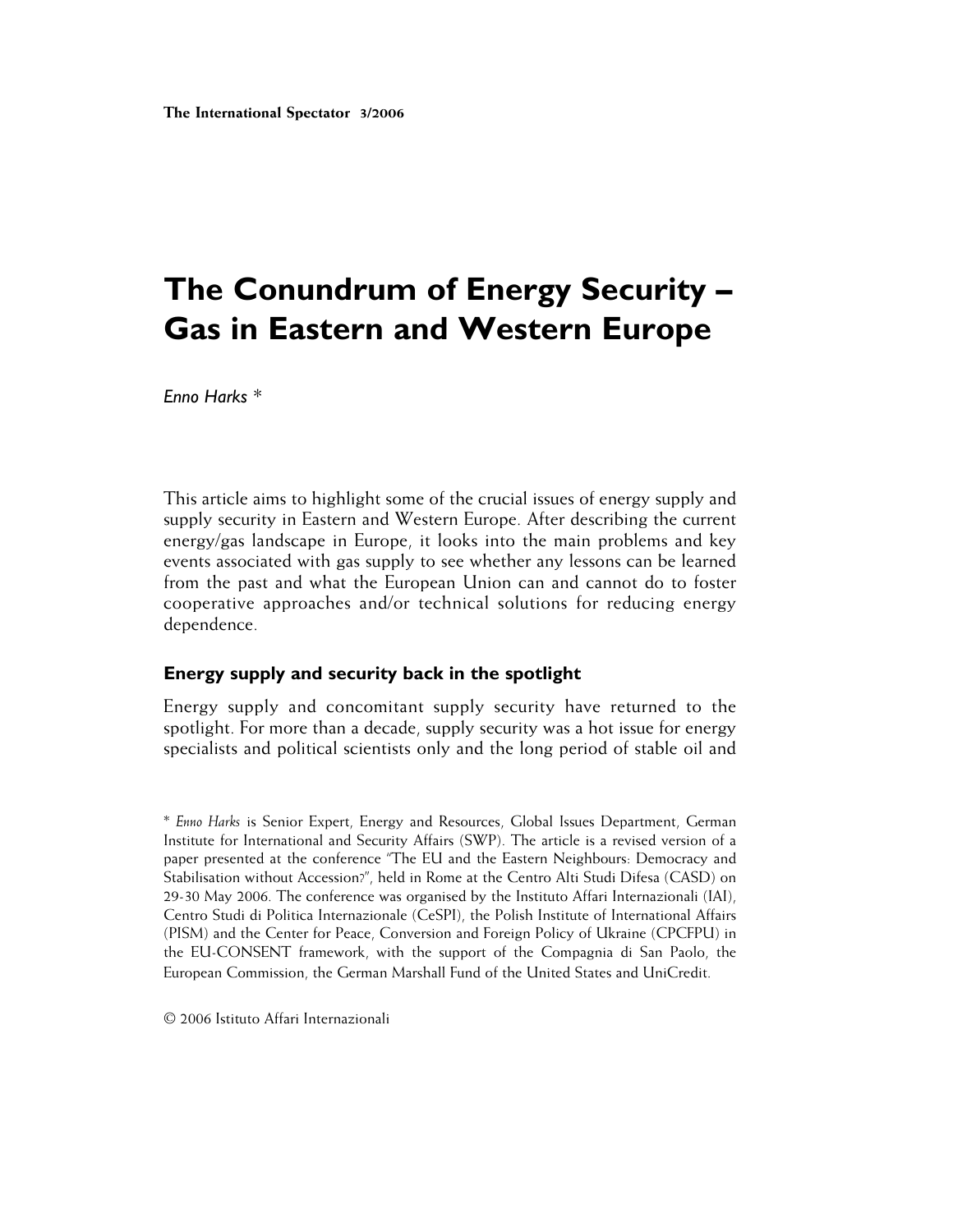# The Conundrum of Energy Security – Gas in Eastern and Western Europe

*Enno Harks* *

This article aims to highlight some of the crucial issues of energy supply and supply security in Eastern and Western Europe. After describing the current energy/gas landscape in Europe, it looks into the main problems and key events associated with gas supply to see whether any lessons can be learned from the past and what the European Union can and cannot do to foster cooperative approaches and/or technical solutions for reducing energy dependence.

## Energy supply and security back in the spotlight

Energy supply and concomitant supply security have returned to the spotlight. For more than a decade, supply security was a hot issue for energy specialists and political scientists only and the long period of stable oil and

\* *Enno Harks* is Senior Expert, Energy and Resources, Global Issues Department, German Institute for International and Security Affairs (SWP). The article is a revised version of a paper presented at the conference "The EU and the Eastern Neighbours: Democracy and Stabilisation without Accession?", held in Rome at the Centro Alti Studi Difesa (CASD) on 29-30 May 2006. The conference was organised by the Instituto Affari Internazionali (IAI), Centro Studi di Politica Internazionale (CeSPI), the Polish Institute of International Affairs (PISM) and the Center for Peace, Conversion and Foreign Policy of Ukraine (CPCFPU) in the EU-CONSENT framework, with the support of the Compagnia di San Paolo, the European Commission, the German Marshall Fund of the United States and UniCredit.

© 2006 Istituto Affari Internazionali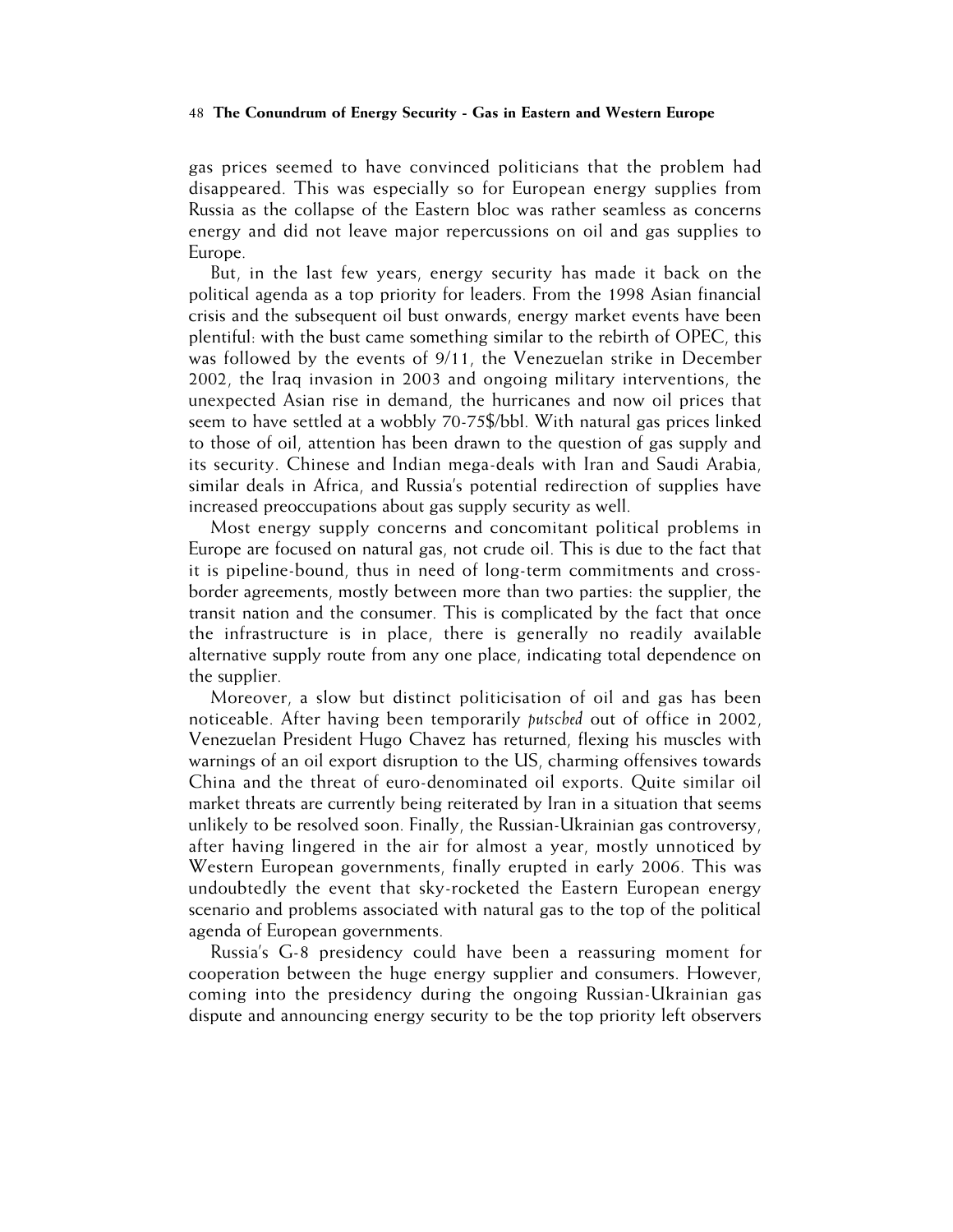gas prices seemed to have convinced politicians that the problem had disappeared. This was especially so for European energy supplies from Russia as the collapse of the Eastern bloc was rather seamless as concerns energy and did not leave major repercussions on oil and gas supplies to Europe.

But, in the last few years, energy security has made it back on the political agenda as a top priority for leaders. From the 1998 Asian financial crisis and the subsequent oil bust onwards, energy market events have been plentiful: with the bust came something similar to the rebirth of OPEC, this was followed by the events of 9/11, the Venezuelan strike in December 2002, the Iraq invasion in 2003 and ongoing military interventions, the unexpected Asian rise in demand, the hurricanes and now oil prices that seem to have settled at a wobbly 70-75$/bbl. With natural gas prices linked to those of oil, attention has been drawn to the question of gas supply and its security. Chinese and Indian mega-deals with Iran and Saudi Arabia, similar deals in Africa, and Russia's potential redirection of supplies have increased preoccupations about gas supply security as well.

Most energy supply concerns and concomitant political problems in Europe are focused on natural gas, not crude oil. This is due to the fact that it is pipeline-bound, thus in need of long-term commitments and cross-border agreements, mostly between more than two parties: the supplier, the transit nation and the consumer. This is complicated by the fact that once the infrastructure is in place, there is generally no readily available alternative supply route from any one place, indicating total dependence on the supplier.

Moreover, a slow but distinct politicisation of oil and gas has been noticeable. After having been temporarily *putsched* out of office in 2002, Venezuelan President Hugo Chavez has returned, flexing his muscles with warnings of an oil export disruption to the US, charming offensives towards China and the threat of euro-denominated oil exports. Quite similar oil market threats are currently being reiterated by Iran in a situation that seems unlikely to be resolved soon. Finally, the Russian-Ukrainian gas controversy, after having lingered in the air for almost a year, mostly unnoticed by Western European governments, finally erupted in early 2006. This was undoubtedly the event that sky-rocketed the Eastern European energy scenario and problems associated with natural gas to the top of the political agenda of European governments.

Russia's G-8 presidency could have been a reassuring moment for cooperation between the huge energy supplier and consumers. However, coming into the presidency during the ongoing Russian-Ukrainian gas dispute and announcing energy security to be the top priority left observers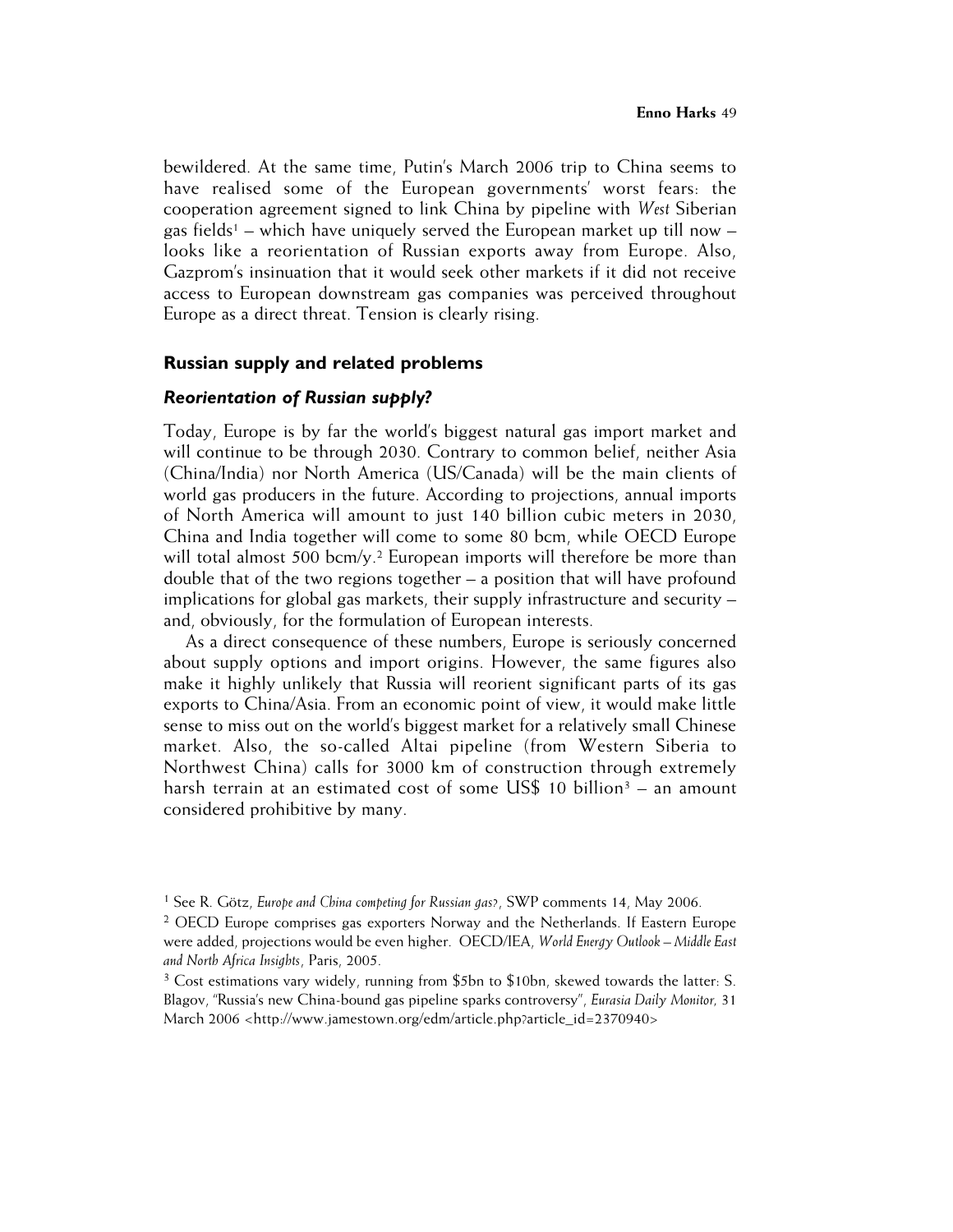bewildered. At the same time, Putin's March 2006 trip to China seems to have realised some of the European governments' worst fears: the cooperation agreement signed to link China by pipeline with *West* Siberian gas fields[1] – which have uniquely served the European market up till now – looks like a reorientation of Russian exports away from Europe. Also, Gazprom's insinuation that it would seek other markets if it did not receive access to European downstream gas companies was perceived throughout Europe as a direct threat. Tension is clearly rising.

## Russian supply and related problems

### *Reorientation of Russian supply?*

Today, Europe is by far the world's biggest natural gas import market and will continue to be through 2030. Contrary to common belief, neither Asia (China/India) nor North America (US/Canada) will be the main clients of world gas producers in the future. According to projections, annual imports of North America will amount to just 140 billion cubic meters in 2030, China and India together will come to some 80 bcm, while OECD Europe will total almost 500 bcm/y.[2] European imports will therefore be more than double that of the two regions together – a position that will have profound implications for global gas markets, their supply infrastructure and security – and, obviously, for the formulation of European interests.

As a direct consequence of these numbers, Europe is seriously concerned about supply options and import origins. However, the same figures also make it highly unlikely that Russia will reorient significant parts of its gas exports to China/Asia. From an economic point of view, it would make little sense to miss out on the world's biggest market for a relatively small Chinese market. Also, the so-called Altai pipeline (from Western Siberia to Northwest China) calls for 3000 km of construction through extremely harsh terrain at an estimated cost of some US$ 10 billion[3] – an amount considered prohibitive by many.

[1] See R. Götz, *Europe and China competing for Russian gas?*, SWP comments 14, May 2006.

[2] OECD Europe comprises gas exporters Norway and the Netherlands. If Eastern Europe were added, projections would be even higher. OECD/IEA, *World Energy Outlook – Middle East and North Africa Insights*, Paris, 2005.

[3] Cost estimations vary widely, running from $5bn to $10bn, skewed towards the latter: S. Blagov, "Russia's new China-bound gas pipeline sparks controversy", *Eurasia Daily Monitor*, 31 March 2006 <http://www.jamestown.org/edm/article.php?article_id=2370940>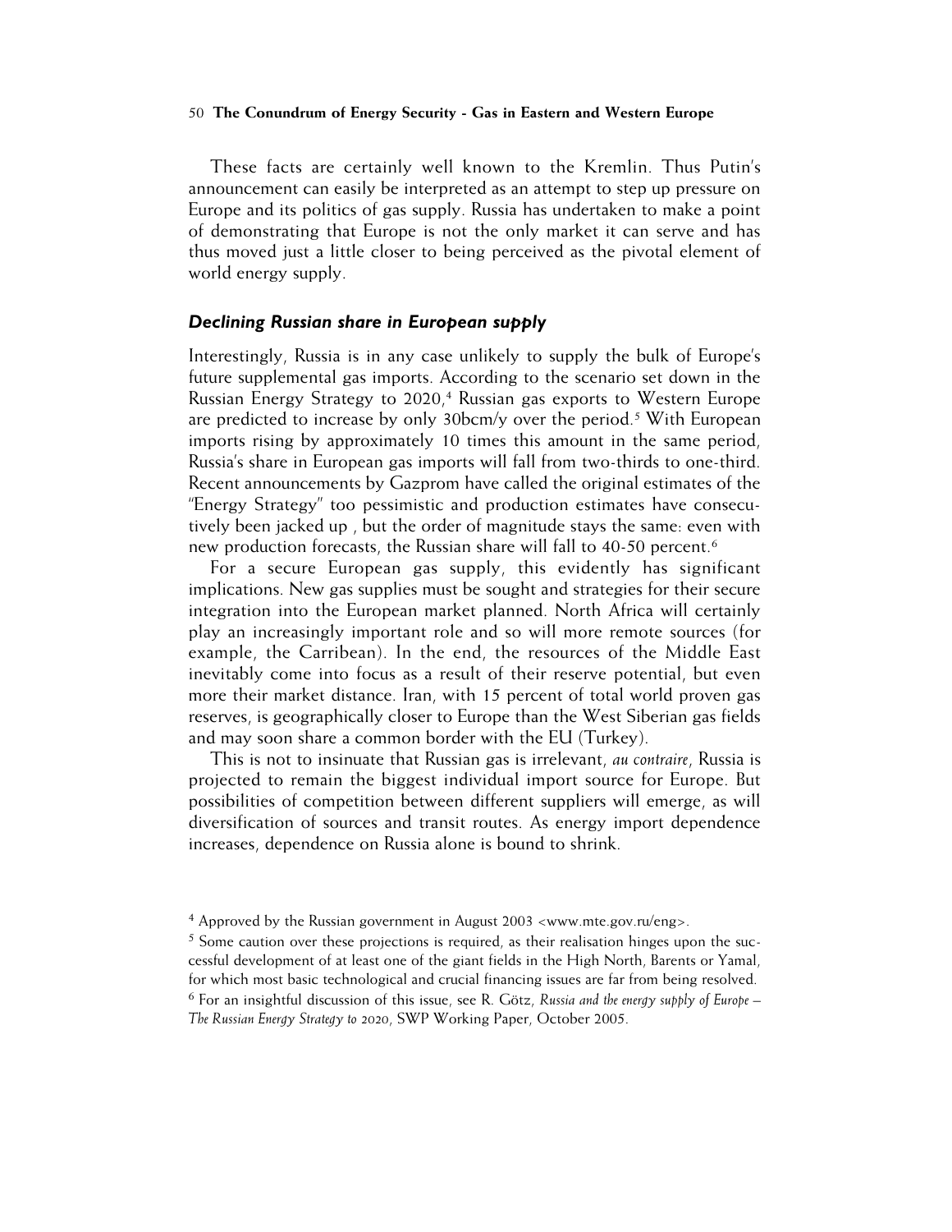These facts are certainly well known to the Kremlin. Thus Putin's announcement can easily be interpreted as an attempt to step up pressure on Europe and its politics of gas supply. Russia has undertaken to make a point of demonstrating that Europe is not the only market it can serve and has thus moved just a little closer to being perceived as the pivotal element of world energy supply.

### *Declining Russian share in European supply*

Interestingly, Russia is in any case unlikely to supply the bulk of Europe's future supplemental gas imports. According to the scenario set down in the Russian Energy Strategy to 2020,[4] Russian gas exports to Western Europe are predicted to increase by only 30bcm/y over the period.[5] With European imports rising by approximately 10 times this amount in the same period, Russia's share in European gas imports will fall from two-thirds to one-third. Recent announcements by Gazprom have called the original estimates of the "Energy Strategy" too pessimistic and production estimates have consecutively been jacked up , but the order of magnitude stays the same: even with new production forecasts, the Russian share will fall to 40-50 percent.[6]

For a secure European gas supply, this evidently has significant implications. New gas supplies must be sought and strategies for their secure integration into the European market planned. North Africa will certainly play an increasingly important role and so will more remote sources (for example, the Carribean). In the end, the resources of the Middle East inevitably come into focus as a result of their reserve potential, but even more their market distance. Iran, with 15 percent of total world proven gas reserves, is geographically closer to Europe than the West Siberian gas fields and may soon share a common border with the EU (Turkey).

This is not to insinuate that Russian gas is irrelevant, *au contraire*, Russia is projected to remain the biggest individual import source for Europe. But possibilities of competition between different suppliers will emerge, as will diversification of sources and transit routes. As energy import dependence increases, dependence on Russia alone is bound to shrink.

---

[4] Approved by the Russian government in August 2003 <www.mte.gov.ru/eng>.

[5] Some caution over these projections is required, as their realisation hinges upon the successful development of at least one of the giant fields in the High North, Barents or Yamal, for which most basic technological and crucial financing issues are far from being resolved.

[6] For an insightful discussion of this issue, see R. Götz, *Russia and the energy supply of Europe – The Russian Energy Strategy to 2020*, SWP Working Paper, October 2005.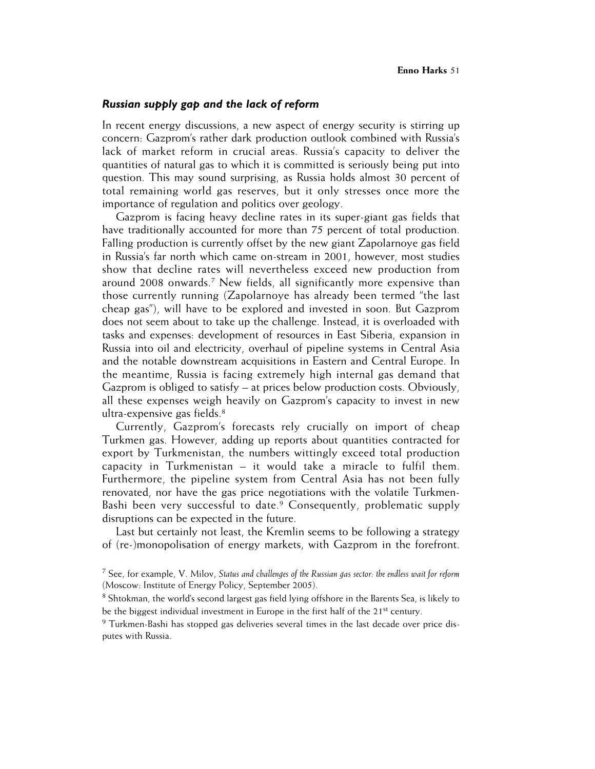### *Russian supply gap and the lack of reform*

In recent energy discussions, a new aspect of energy security is stirring up concern: Gazprom's rather dark production outlook combined with Russia's lack of market reform in crucial areas. Russia's capacity to deliver the quantities of natural gas to which it is committed is seriously being put into question. This may sound surprising, as Russia holds almost 30 percent of total remaining world gas reserves, but it only stresses once more the importance of regulation and politics over geology.

Gazprom is facing heavy decline rates in its super-giant gas fields that have traditionally accounted for more than 75 percent of total production. Falling production is currently offset by the new giant Zapolarnoye gas field in Russia's far north which came on-stream in 2001, however, most studies show that decline rates will nevertheless exceed new production from around 2008 onwards.[7] New fields, all significantly more expensive than those currently running (Zapolarnoye has already been termed "the last cheap gas"), will have to be explored and invested in soon. But Gazprom does not seem about to take up the challenge. Instead, it is overloaded with tasks and expenses: development of resources in East Siberia, expansion in Russia into oil and electricity, overhaul of pipeline systems in Central Asia and the notable downstream acquisitions in Eastern and Central Europe. In the meantime, Russia is facing extremely high internal gas demand that Gazprom is obliged to satisfy – at prices below production costs. Obviously, all these expenses weigh heavily on Gazprom's capacity to invest in new ultra-expensive gas fields.[8]

Currently, Gazprom's forecasts rely crucially on import of cheap Turkmen gas. However, adding up reports about quantities contracted for export by Turkmenistan, the numbers wittingly exceed total production capacity in Turkmenistan – it would take a miracle to fulfil them. Furthermore, the pipeline system from Central Asia has not been fully renovated, nor have the gas price negotiations with the volatile Turkmen-Bashi been very successful to date.[9] Consequently, problematic supply disruptions can be expected in the future.

Last but certainly not least, the Kremlin seems to be following a strategy of (re-)monopolisation of energy markets, with Gazprom in the forefront.

[7] See, for example, V. Milov, *Status and challenges of the Russian gas sector: the endless wait for reform* (Moscow: Institute of Energy Policy, September 2005).

[8] Shtokman, the world's second largest gas field lying offshore in the Barents Sea, is likely to be the biggest individual investment in Europe in the first half of the 21st century.

[9] Turkmen-Bashi has stopped gas deliveries several times in the last decade over price disputes with Russia.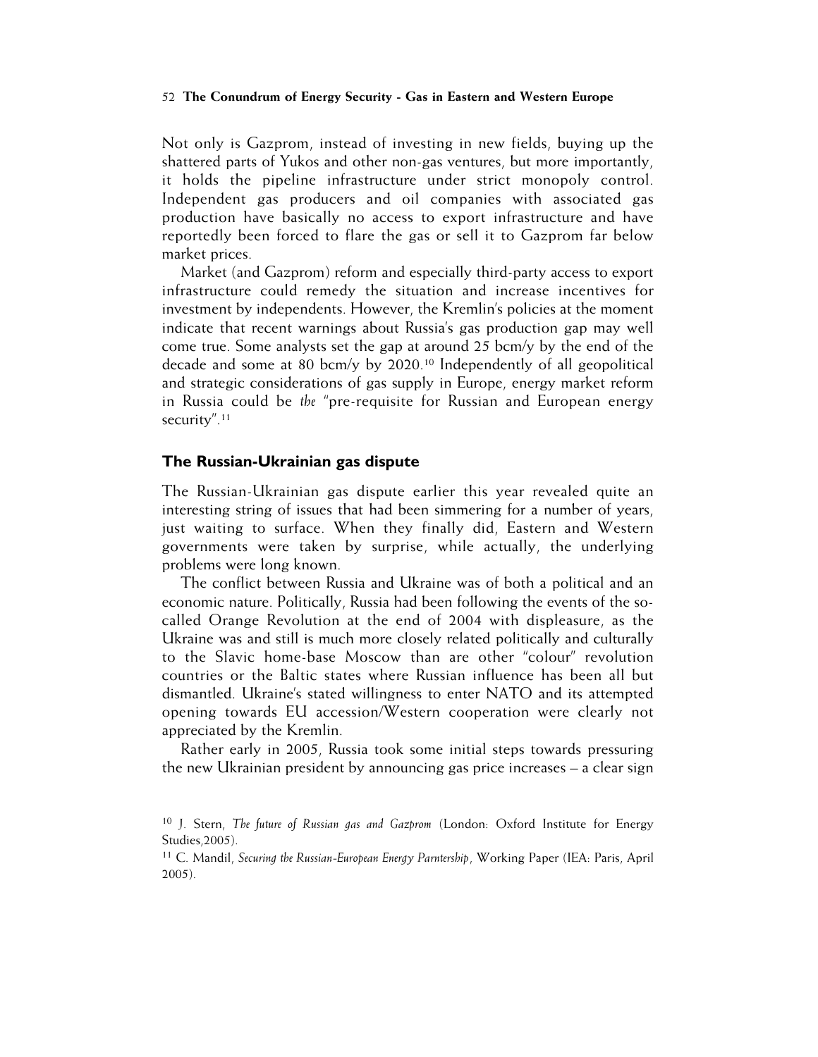Not only is Gazprom, instead of investing in new fields, buying up the shattered parts of Yukos and other non-gas ventures, but more importantly, it holds the pipeline infrastructure under strict monopoly control. Independent gas producers and oil companies with associated gas production have basically no access to export infrastructure and have reportedly been forced to flare the gas or sell it to Gazprom far below market prices.

Market (and Gazprom) reform and especially third-party access to export infrastructure could remedy the situation and increase incentives for investment by independents. However, the Kremlin's policies at the moment indicate that recent warnings about Russia's gas production gap may well come true. Some analysts set the gap at around 25 bcm/y by the end of the decade and some at 80 bcm/y by 2020.[10] Independently of all geopolitical and strategic considerations of gas supply in Europe, energy market reform in Russia could be *the* "pre-requisite for Russian and European energy security".[11]

## The Russian-Ukrainian gas dispute

The Russian-Ukrainian gas dispute earlier this year revealed quite an interesting string of issues that had been simmering for a number of years, just waiting to surface. When they finally did, Eastern and Western governments were taken by surprise, while actually, the underlying problems were long known.

The conflict between Russia and Ukraine was of both a political and an economic nature. Politically, Russia had been following the events of the so-called Orange Revolution at the end of 2004 with displeasure, as the Ukraine was and still is much more closely related politically and culturally to the Slavic home-base Moscow than are other "colour" revolution countries or the Baltic states where Russian influence has been all but dismantled. Ukraine's stated willingness to enter NATO and its attempted opening towards EU accession/Western cooperation were clearly not appreciated by the Kremlin.

Rather early in 2005, Russia took some initial steps towards pressuring the new Ukrainian president by announcing gas price increases – a clear sign

[10] J. Stern, *The future of Russian gas and Gazprom* (London: Oxford Institute for Energy Studies,2005).

[11] C. Mandil, *Securing the Russian-European Energy Parntership*, Working Paper (IEA: Paris, April 2005).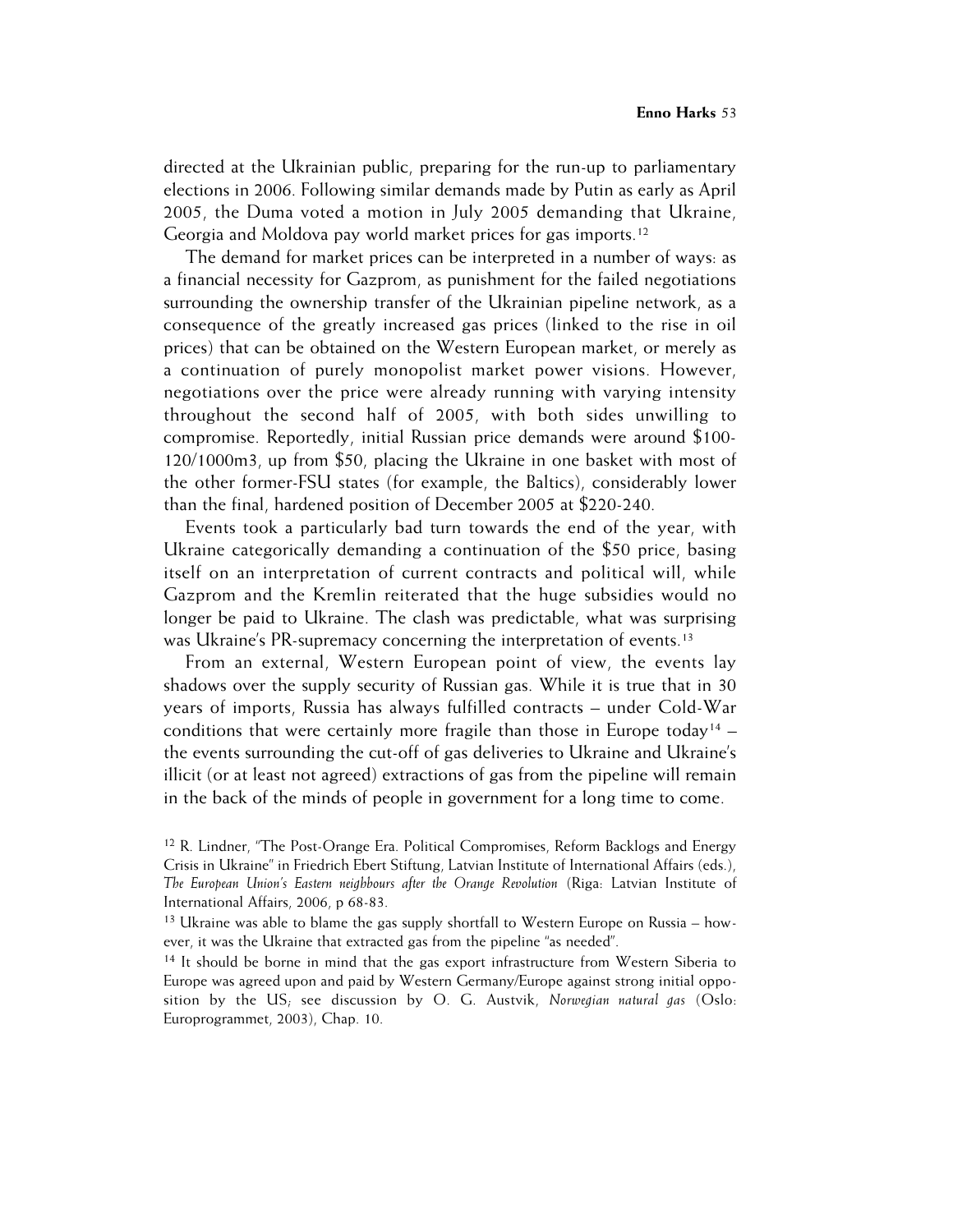directed at the Ukrainian public, preparing for the run-up to parliamentary elections in 2006. Following similar demands made by Putin as early as April 2005, the Duma voted a motion in July 2005 demanding that Ukraine, Georgia and Moldova pay world market prices for gas imports.[12]

The demand for market prices can be interpreted in a number of ways: as a financial necessity for Gazprom, as punishment for the failed negotiations surrounding the ownership transfer of the Ukrainian pipeline network, as a consequence of the greatly increased gas prices (linked to the rise in oil prices) that can be obtained on the Western European market, or merely as a continuation of purely monopolist market power visions. However, negotiations over the price were already running with varying intensity throughout the second half of 2005, with both sides unwilling to compromise. Reportedly, initial Russian price demands were around $100-120/1000m3, up from $50, placing the Ukraine in one basket with most of the other former-FSU states (for example, the Baltics), considerably lower than the final, hardened position of December 2005 at $220-240.

Events took a particularly bad turn towards the end of the year, with Ukraine categorically demanding a continuation of the $50 price, basing itself on an interpretation of current contracts and political will, while Gazprom and the Kremlin reiterated that the huge subsidies would no longer be paid to Ukraine. The clash was predictable, what was surprising was Ukraine's PR-supremacy concerning the interpretation of events.[13]

From an external, Western European point of view, the events lay shadows over the supply security of Russian gas. While it is true that in 30 years of imports, Russia has always fulfilled contracts – under Cold-War conditions that were certainly more fragile than those in Europe today[14] – the events surrounding the cut-off of gas deliveries to Ukraine and Ukraine's illicit (or at least not agreed) extractions of gas from the pipeline will remain in the back of the minds of people in government for a long time to come.

---

[12] R. Lindner, "The Post-Orange Era. Political Compromises, Reform Backlogs and Energy Crisis in Ukraine" in Friedrich Ebert Stiftung, Latvian Institute of International Affairs (eds.), *The European Union's Eastern neighbours after the Orange Revolution* (Riga: Latvian Institute of International Affairs, 2006, p 68-83.

[13] Ukraine was able to blame the gas supply shortfall to Western Europe on Russia – however, it was the Ukraine that extracted gas from the pipeline "as needed".

[14] It should be borne in mind that the gas export infrastructure from Western Siberia to Europe was agreed upon and paid by Western Germany/Europe against strong initial opposition by the US; see discussion by O. G. Austvik, *Norwegian natural gas* (Oslo: Europrogrammet, 2003), Chap. 10.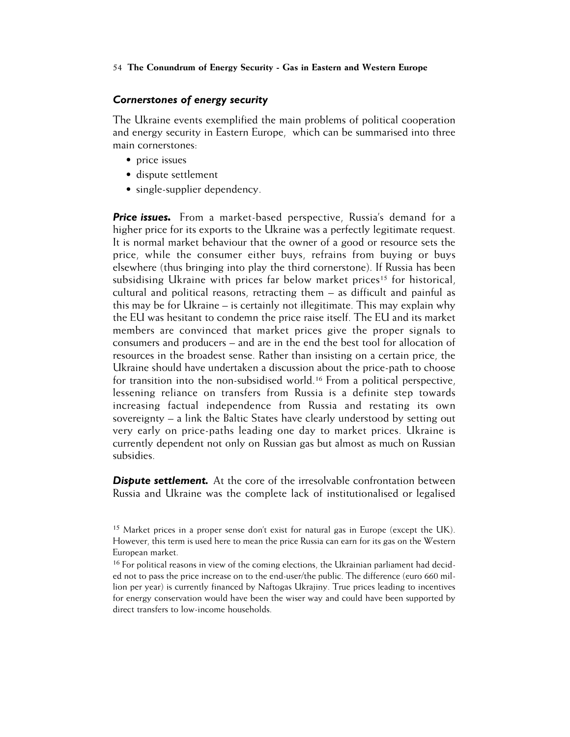### *Cornerstones of energy security*

The Ukraine events exemplified the main problems of political cooperation and energy security in Eastern Europe, which can be summarised into three main cornerstones:

- price issues
- dispute settlement
- single-supplier dependency.

***Price issues.*** From a market-based perspective, Russia's demand for a higher price for its exports to the Ukraine was a perfectly legitimate request. It is normal market behaviour that the owner of a good or resource sets the price, while the consumer either buys, refrains from buying or buys elsewhere (thus bringing into play the third cornerstone). If Russia has been subsidising Ukraine with prices far below market prices[15] for historical, cultural and political reasons, retracting them – as difficult and painful as this may be for Ukraine – is certainly not illegitimate. This may explain why the EU was hesitant to condemn the price raise itself. The EU and its market members are convinced that market prices give the proper signals to consumers and producers – and are in the end the best tool for allocation of resources in the broadest sense. Rather than insisting on a certain price, the Ukraine should have undertaken a discussion about the price-path to choose for transition into the non-subsidised world.[16] From a political perspective, lessening reliance on transfers from Russia is a definite step towards increasing factual independence from Russia and restating its own sovereignty – a link the Baltic States have clearly understood by setting out very early on price-paths leading one day to market prices. Ukraine is currently dependent not only on Russian gas but almost as much on Russian subsidies.

***Dispute settlement.*** At the core of the irresolvable confrontation between Russia and Ukraine was the complete lack of institutionalised or legalised

[15] Market prices in a proper sense don't exist for natural gas in Europe (except the UK). However, this term is used here to mean the price Russia can earn for its gas on the Western European market.

[16] For political reasons in view of the coming elections, the Ukrainian parliament had decided not to pass the price increase on to the end-user/the public. The difference (euro 660 million per year) is currently financed by Naftogas Ukrajiny. True prices leading to incentives for energy conservation would have been the wiser way and could have been supported by direct transfers to low-income households.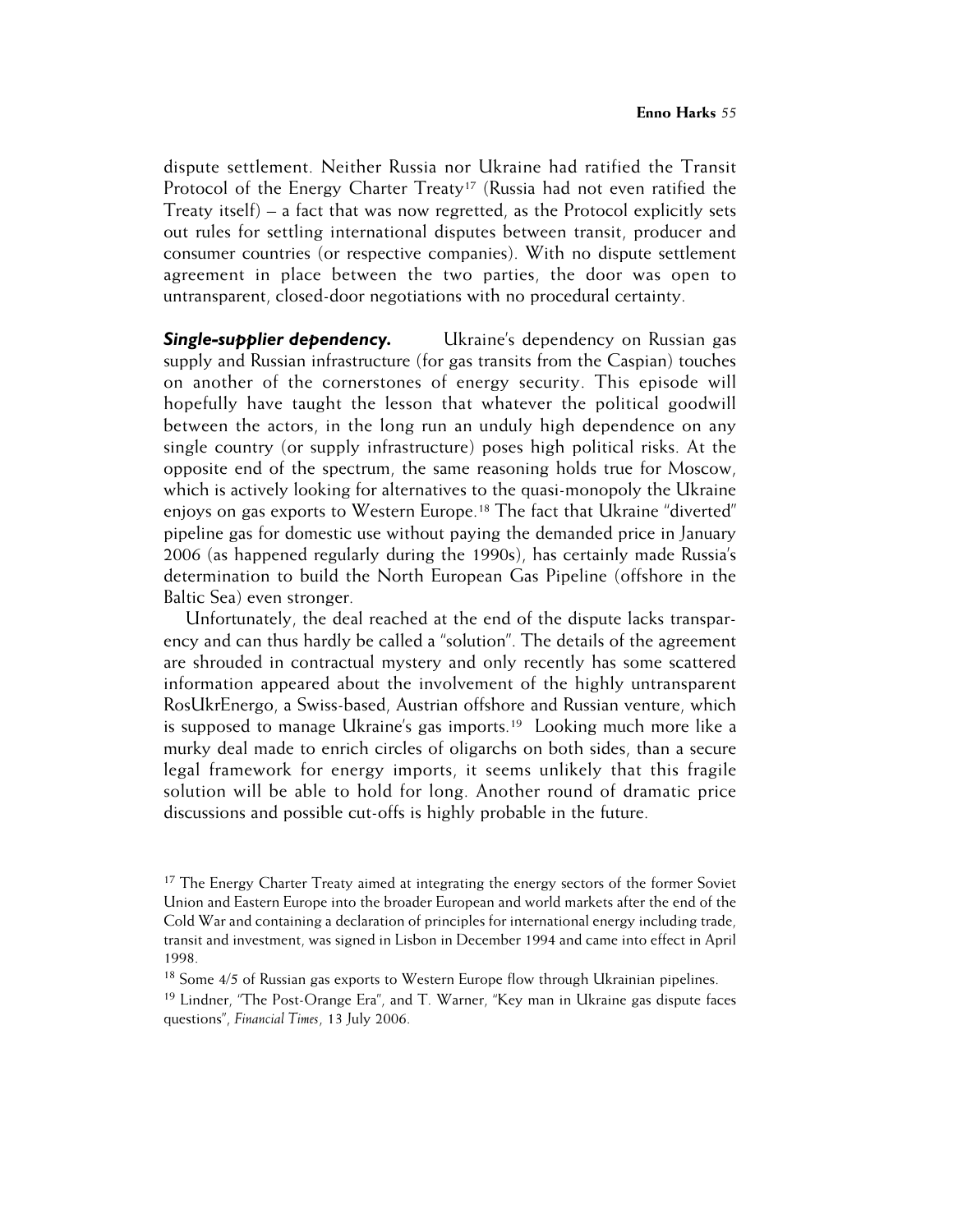dispute settlement. Neither Russia nor Ukraine had ratified the Transit Protocol of the Energy Charter Treaty[17] (Russia had not even ratified the Treaty itself) – a fact that was now regretted, as the Protocol explicitly sets out rules for settling international disputes between transit, producer and consumer countries (or respective companies). With no dispute settlement agreement in place between the two parties, the door was open to untransparent, closed-door negotiations with no procedural certainty.

***Single-supplier dependency.*** Ukraine's dependency on Russian gas supply and Russian infrastructure (for gas transits from the Caspian) touches on another of the cornerstones of energy security. This episode will hopefully have taught the lesson that whatever the political goodwill between the actors, in the long run an unduly high dependence on any single country (or supply infrastructure) poses high political risks. At the opposite end of the spectrum, the same reasoning holds true for Moscow, which is actively looking for alternatives to the quasi-monopoly the Ukraine enjoys on gas exports to Western Europe.[18] The fact that Ukraine "diverted" pipeline gas for domestic use without paying the demanded price in January 2006 (as happened regularly during the 1990s), has certainly made Russia's determination to build the North European Gas Pipeline (offshore in the Baltic Sea) even stronger.

Unfortunately, the deal reached at the end of the dispute lacks transparency and can thus hardly be called a "solution". The details of the agreement are shrouded in contractual mystery and only recently has some scattered information appeared about the involvement of the highly untransparent RosUkrEnergo, a Swiss-based, Austrian offshore and Russian venture, which is supposed to manage Ukraine's gas imports.[19] Looking much more like a murky deal made to enrich circles of oligarchs on both sides, than a secure legal framework for energy imports, it seems unlikely that this fragile solution will be able to hold for long. Another round of dramatic price discussions and possible cut-offs is highly probable in the future.

[17] The Energy Charter Treaty aimed at integrating the energy sectors of the former Soviet Union and Eastern Europe into the broader European and world markets after the end of the Cold War and containing a declaration of principles for international energy including trade, transit and investment, was signed in Lisbon in December 1994 and came into effect in April 1998.

[18] Some 4/5 of Russian gas exports to Western Europe flow through Ukrainian pipelines.

[19] Lindner, "The Post-Orange Era", and T. Warner, "Key man in Ukraine gas dispute faces questions", *Financial Times*, 13 July 2006.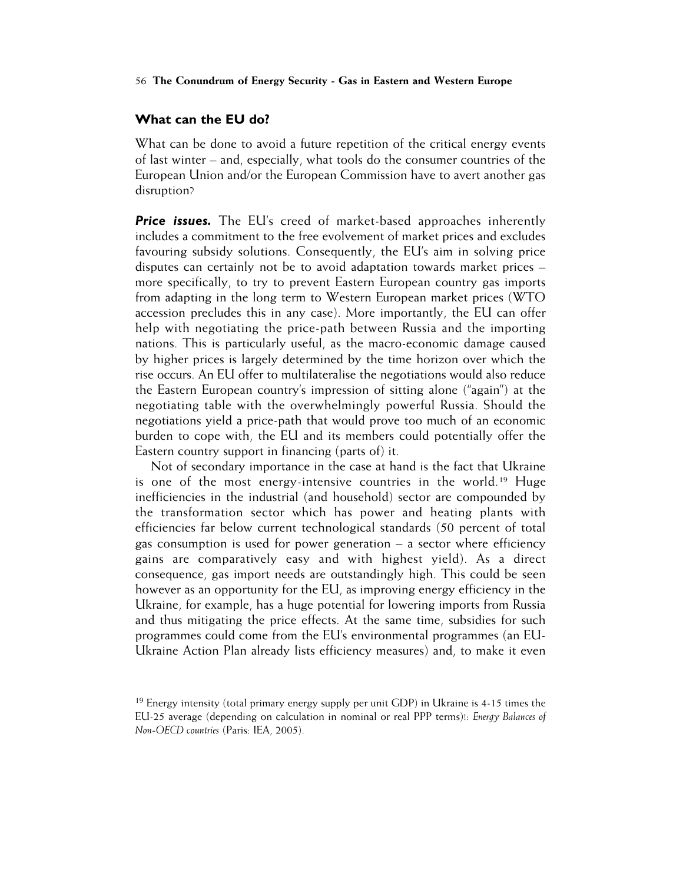## What can the EU do?

What can be done to avoid a future repetition of the critical energy events of last winter – and, especially, what tools do the consumer countries of the European Union and/or the European Commission have to avert another gas disruption?

***Price issues.*** The EU's creed of market-based approaches inherently includes a commitment to the free evolvement of market prices and excludes favouring subsidy solutions. Consequently, the EU's aim in solving price disputes can certainly not be to avoid adaptation towards market prices – more specifically, to try to prevent Eastern European country gas imports from adapting in the long term to Western European market prices (WTO accession precludes this in any case). More importantly, the EU can offer help with negotiating the price-path between Russia and the importing nations. This is particularly useful, as the macro-economic damage caused by higher prices is largely determined by the time horizon over which the rise occurs. An EU offer to multilateralise the negotiations would also reduce the Eastern European country's impression of sitting alone ("again") at the negotiating table with the overwhelmingly powerful Russia. Should the negotiations yield a price-path that would prove too much of an economic burden to cope with, the EU and its members could potentially offer the Eastern country support in financing (parts of) it.

Not of secondary importance in the case at hand is the fact that Ukraine is one of the most energy-intensive countries in the world.[19] Huge inefficiencies in the industrial (and household) sector are compounded by the transformation sector which has power and heating plants with efficiencies far below current technological standards (50 percent of total gas consumption is used for power generation – a sector where efficiency gains are comparatively easy and with highest yield). As a direct consequence, gas import needs are outstandingly high. This could be seen however as an opportunity for the EU, as improving energy efficiency in the Ukraine, for example, has a huge potential for lowering imports from Russia and thus mitigating the price effects. At the same time, subsidies for such programmes could come from the EU's environmental programmes (an EU-Ukraine Action Plan already lists efficiency measures) and, to make it even

[19] Energy intensity (total primary energy supply per unit GDP) in Ukraine is 4-15 times the EU-25 average (depending on calculation in nominal or real PPP terms)!: *Energy Balances of Non-OECD countries* (Paris: IEA, 2005).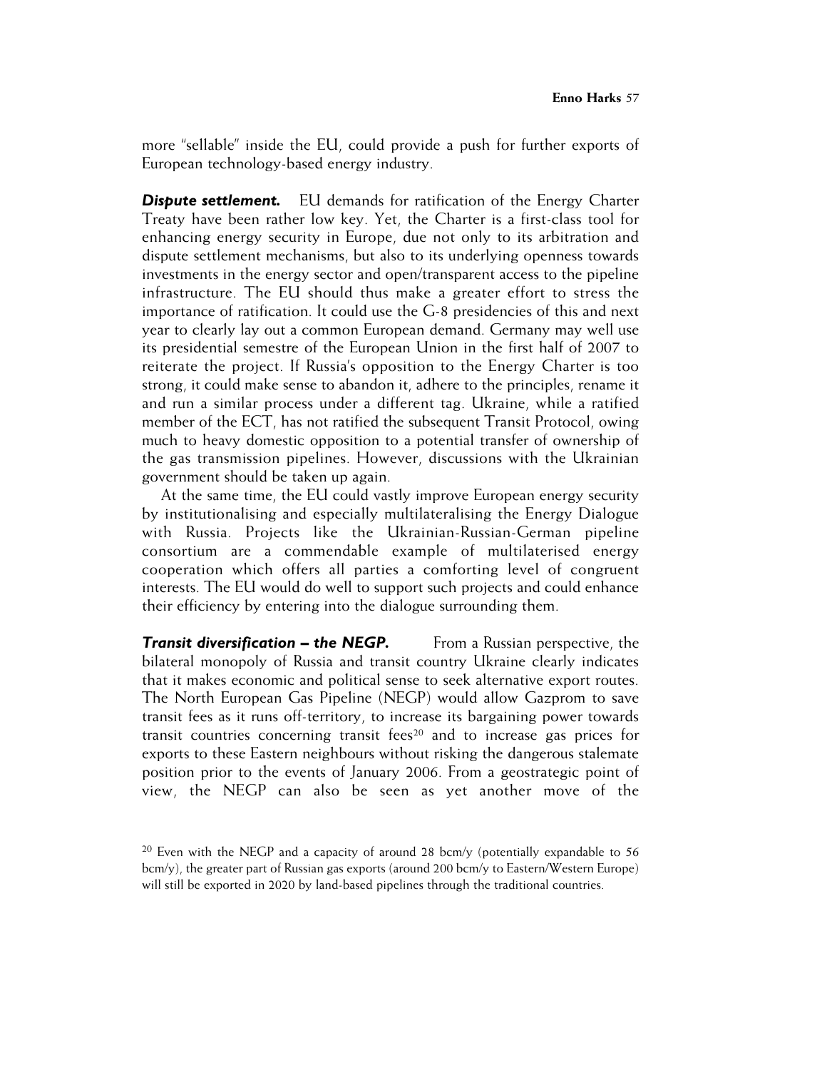more "sellable" inside the EU, could provide a push for further exports of European technology-based energy industry.

***Dispute settlement.*** EU demands for ratification of the Energy Charter Treaty have been rather low key. Yet, the Charter is a first-class tool for enhancing energy security in Europe, due not only to its arbitration and dispute settlement mechanisms, but also to its underlying openness towards investments in the energy sector and open/transparent access to the pipeline infrastructure. The EU should thus make a greater effort to stress the importance of ratification. It could use the G-8 presidencies of this and next year to clearly lay out a common European demand. Germany may well use its presidential semestre of the European Union in the first half of 2007 to reiterate the project. If Russia's opposition to the Energy Charter is too strong, it could make sense to abandon it, adhere to the principles, rename it and run a similar process under a different tag. Ukraine, while a ratified member of the ECT, has not ratified the subsequent Transit Protocol, owing much to heavy domestic opposition to a potential transfer of ownership of the gas transmission pipelines. However, discussions with the Ukrainian government should be taken up again.

At the same time, the EU could vastly improve European energy security by institutionalising and especially multilateralising the Energy Dialogue with Russia. Projects like the Ukrainian-Russian-German pipeline consortium are a commendable example of multilaterised energy cooperation which offers all parties a comforting level of congruent interests. The EU would do well to support such projects and could enhance their efficiency by entering into the dialogue surrounding them.

***Transit diversification – the NEGP.*** From a Russian perspective, the bilateral monopoly of Russia and transit country Ukraine clearly indicates that it makes economic and political sense to seek alternative export routes. The North European Gas Pipeline (NEGP) would allow Gazprom to save transit fees as it runs off-territory, to increase its bargaining power towards transit countries concerning transit fees[20] and to increase gas prices for exports to these Eastern neighbours without risking the dangerous stalemate position prior to the events of January 2006. From a geostrategic point of view, the NEGP can also be seen as yet another move of the

[20] Even with the NEGP and a capacity of around 28 bcm/y (potentially expandable to 56 bcm/y), the greater part of Russian gas exports (around 200 bcm/y to Eastern/Western Europe) will still be exported in 2020 by land-based pipelines through the traditional countries.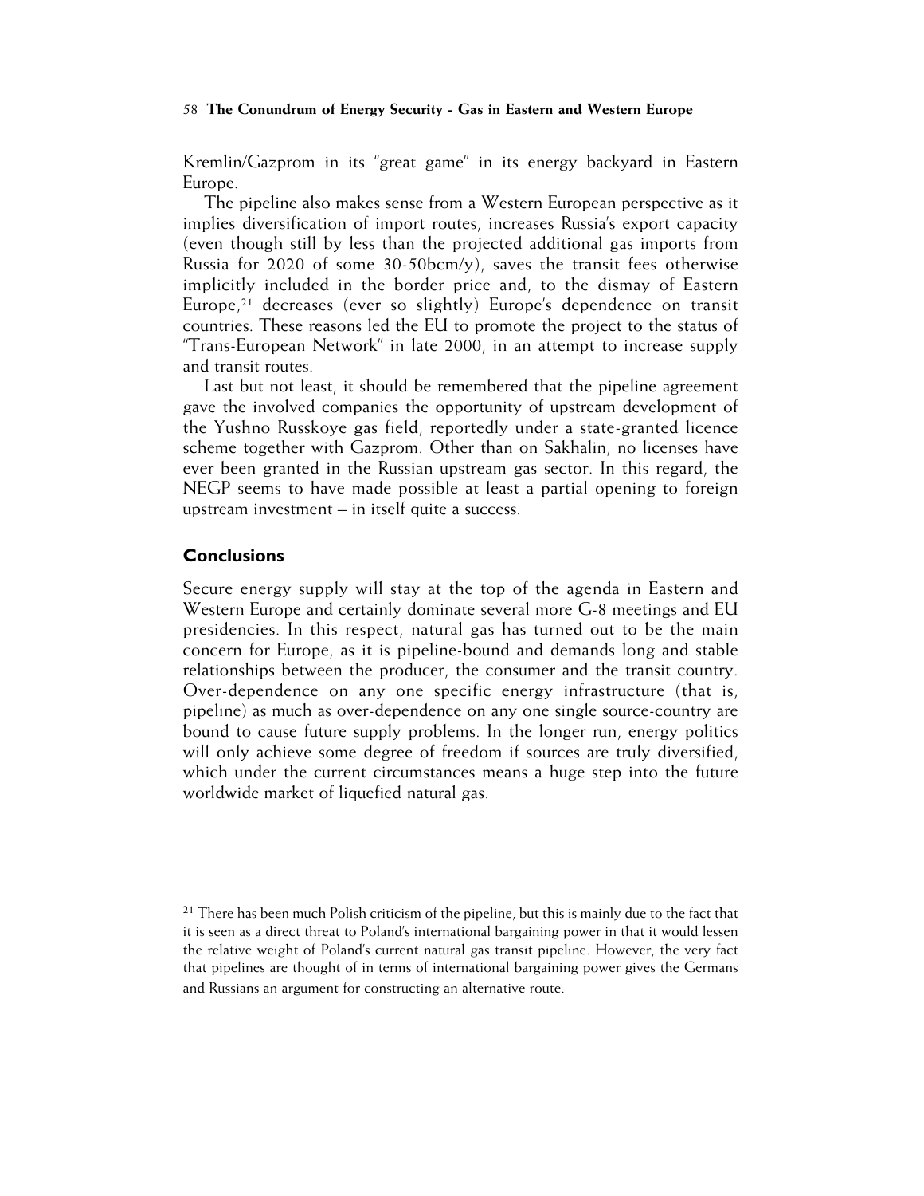Kremlin/Gazprom in its "great game" in its energy backyard in Eastern Europe.

The pipeline also makes sense from a Western European perspective as it implies diversification of import routes, increases Russia's export capacity (even though still by less than the projected additional gas imports from Russia for 2020 of some 30-50bcm/y), saves the transit fees otherwise implicitly included in the border price and, to the dismay of Eastern Europe,[21] decreases (ever so slightly) Europe's dependence on transit countries. These reasons led the EU to promote the project to the status of "Trans-European Network" in late 2000, in an attempt to increase supply and transit routes.

Last but not least, it should be remembered that the pipeline agreement gave the involved companies the opportunity of upstream development of the Yushno Russkoye gas field, reportedly under a state-granted licence scheme together with Gazprom. Other than on Sakhalin, no licenses have ever been granted in the Russian upstream gas sector. In this regard, the NEGP seems to have made possible at least a partial opening to foreign upstream investment – in itself quite a success.

## Conclusions

Secure energy supply will stay at the top of the agenda in Eastern and Western Europe and certainly dominate several more G-8 meetings and EU presidencies. In this respect, natural gas has turned out to be the main concern for Europe, as it is pipeline-bound and demands long and stable relationships between the producer, the consumer and the transit country. Over-dependence on any one specific energy infrastructure (that is, pipeline) as much as over-dependence on any one single source-country are bound to cause future supply problems. In the longer run, energy politics will only achieve some degree of freedom if sources are truly diversified, which under the current circumstances means a huge step into the future worldwide market of liquefied natural gas.

[21] There has been much Polish criticism of the pipeline, but this is mainly due to the fact that it is seen as a direct threat to Poland's international bargaining power in that it would lessen the relative weight of Poland's current natural gas transit pipeline. However, the very fact that pipelines are thought of in terms of international bargaining power gives the Germans and Russians an argument for constructing an alternative route.